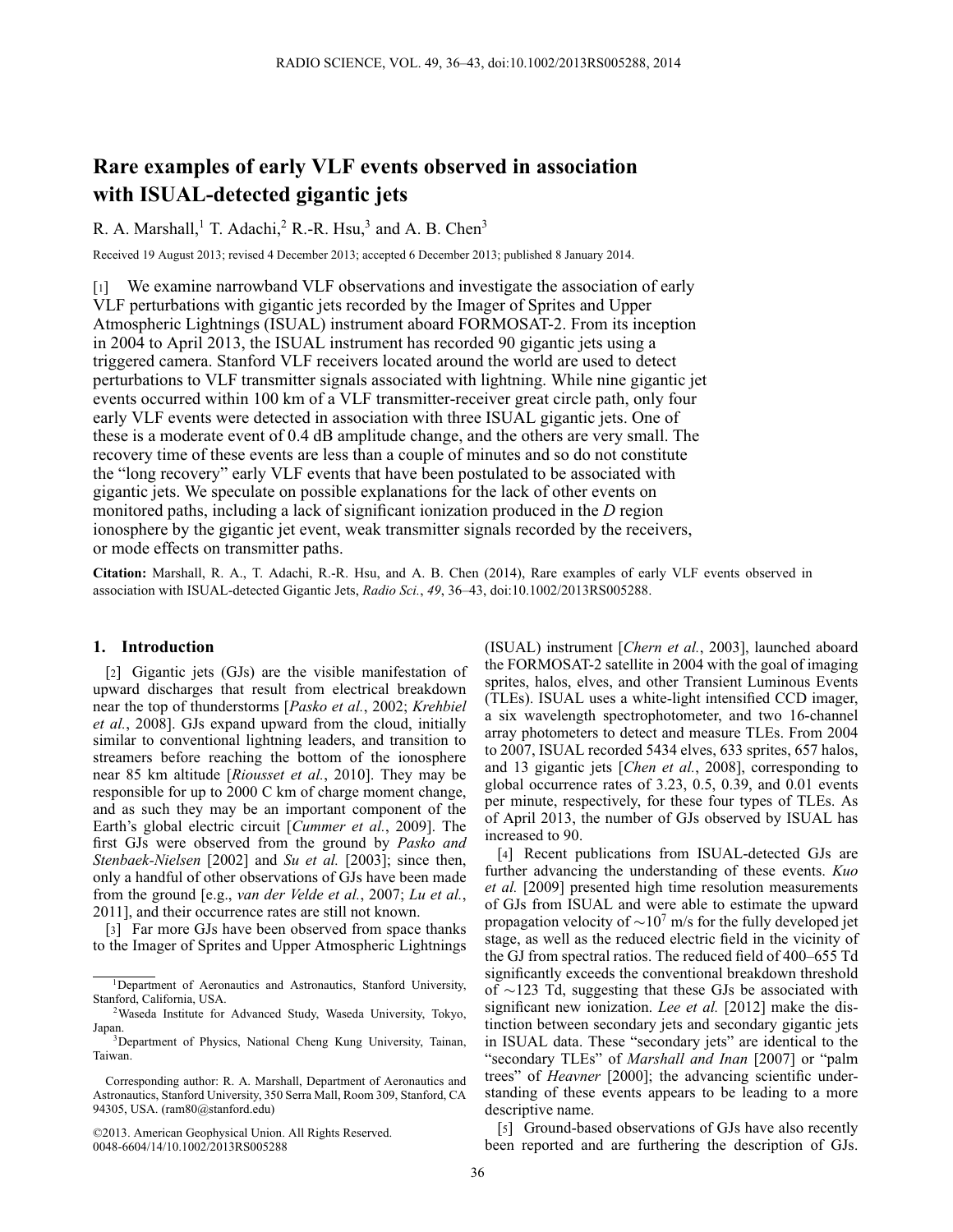# Rare examples of early VLF events observed in association with ISUAL-detected gigantic jets

R. A. Marshall,[1] T. Adachi,[2] R.-R. Hsu,[3] and A. B. Chen[3]

Received 19 August 2013; revised 4 December 2013; accepted 6 December 2013; published 8 January 2014.

[1] We examine narrowband VLF observations and investigate the association of early VLF perturbations with gigantic jets recorded by the Imager of Sprites and Upper Atmospheric Lightnings (ISUAL) instrument aboard FORMOSAT-2. From its inception in 2004 to April 2013, the ISUAL instrument has recorded 90 gigantic jets using a triggered camera. Stanford VLF receivers located around the world are used to detect perturbations to VLF transmitter signals associated with lightning. While nine gigantic jet events occurred within 100 km of a VLF transmitter-receiver great circle path, only four early VLF events were detected in association with three ISUAL gigantic jets. One of these is a moderate event of 0.4 dB amplitude change, and the others are very small. The recovery time of these events are less than a couple of minutes and so do not constitute the "long recovery" early VLF events that have been postulated to be associated with gigantic jets. We speculate on possible explanations for the lack of other events on monitored paths, including a lack of significant ionization produced in the *D* region ionosphere by the gigantic jet event, weak transmitter signals recorded by the receivers, or mode effects on transmitter paths.

**Citation:** Marshall, R. A., T. Adachi, R.-R. Hsu, and A. B. Chen (2014), Rare examples of early VLF events observed in association with ISUAL-detected Gigantic Jets, *Radio Sci.*, *49*, 36–43, doi:10.1002/2013RS005288.

## 1. Introduction

[2] Gigantic jets (GJs) are the visible manifestation of upward discharges that result from electrical breakdown near the top of thunderstorms [*Pasko et al.*, 2002; *Krehbiel et al.*, 2008]. GJs expand upward from the cloud, initially similar to conventional lightning leaders, and transition to streamers before reaching the bottom of the ionosphere near 85 km altitude [*Riousset et al.*, 2010]. They may be responsible for up to 2000 C km of charge moment change, and as such they may be an important component of the Earth's global electric circuit [*Cummer et al.*, 2009]. The first GJs were observed from the ground by *Pasko and Stenbaek-Nielsen* [2002] and *Su et al.* [2003]; since then, only a handful of other observations of GJs have been made from the ground [e.g., *van der Velde et al.*, 2007; *Lu et al.*, 2011], and their occurrence rates are still not known.

[3] Far more GJs have been observed from space thanks to the Imager of Sprites and Upper Atmospheric Lightnings (ISUAL) instrument [*Chern et al.*, 2003], launched aboard the FORMOSAT-2 satellite in 2004 with the goal of imaging sprites, halos, elves, and other Transient Luminous Events (TLEs). ISUAL uses a white-light intensified CCD imager, a six wavelength spectrophotometer, and two 16-channel array photometers to detect and measure TLEs. From 2004 to 2007, ISUAL recorded 5434 elves, 633 sprites, 657 halos, and 13 gigantic jets [*Chen et al.*, 2008], corresponding to global occurrence rates of 3.23, 0.5, 0.39, and 0.01 events per minute, respectively, for these four types of TLEs. As of April 2013, the number of GJs observed by ISUAL has increased to 90.

[4] Recent publications from ISUAL-detected GJs are further advancing the understanding of these events. *Kuo et al.* [2009] presented high time resolution measurements of GJs from ISUAL and were able to estimate the upward propagation velocity of $\sim 10^7$ m/s for the fully developed jet stage, as well as the reduced electric field in the vicinity of the GJ from spectral ratios. The reduced field of 400–655 Td significantly exceeds the conventional breakdown threshold of $\sim$123 Td, suggesting that these GJs be associated with significant new ionization. *Lee et al.* [2012] make the distinction between secondary jets and secondary gigantic jets in ISUAL data. These "secondary jets" are identical to the "secondary TLEs" of *Marshall and Inan* [2007] or "palm trees" of *Heavner* [2000]; the advancing scientific understanding of these events appears to be leading to a more descriptive name.

[5] Ground-based observations of GJs have also recently been reported and are furthering the description of GJs.

---

[1] Department of Aeronautics and Astronautics, Stanford University, Stanford, California, USA.

[2] Waseda Institute for Advanced Study, Waseda University, Tokyo, Japan.

[3] Department of Physics, National Cheng Kung University, Tainan, Taiwan.

Corresponding author: R. A. Marshall, Department of Aeronautics and Astronautics, Stanford University, 350 Serra Mall, Room 309, Stanford, CA 94305, USA. (ram80@stanford.edu)

©2013. American Geophysical Union. All Rights Reserved.
0048-6604/14/10.1002/2013RS005288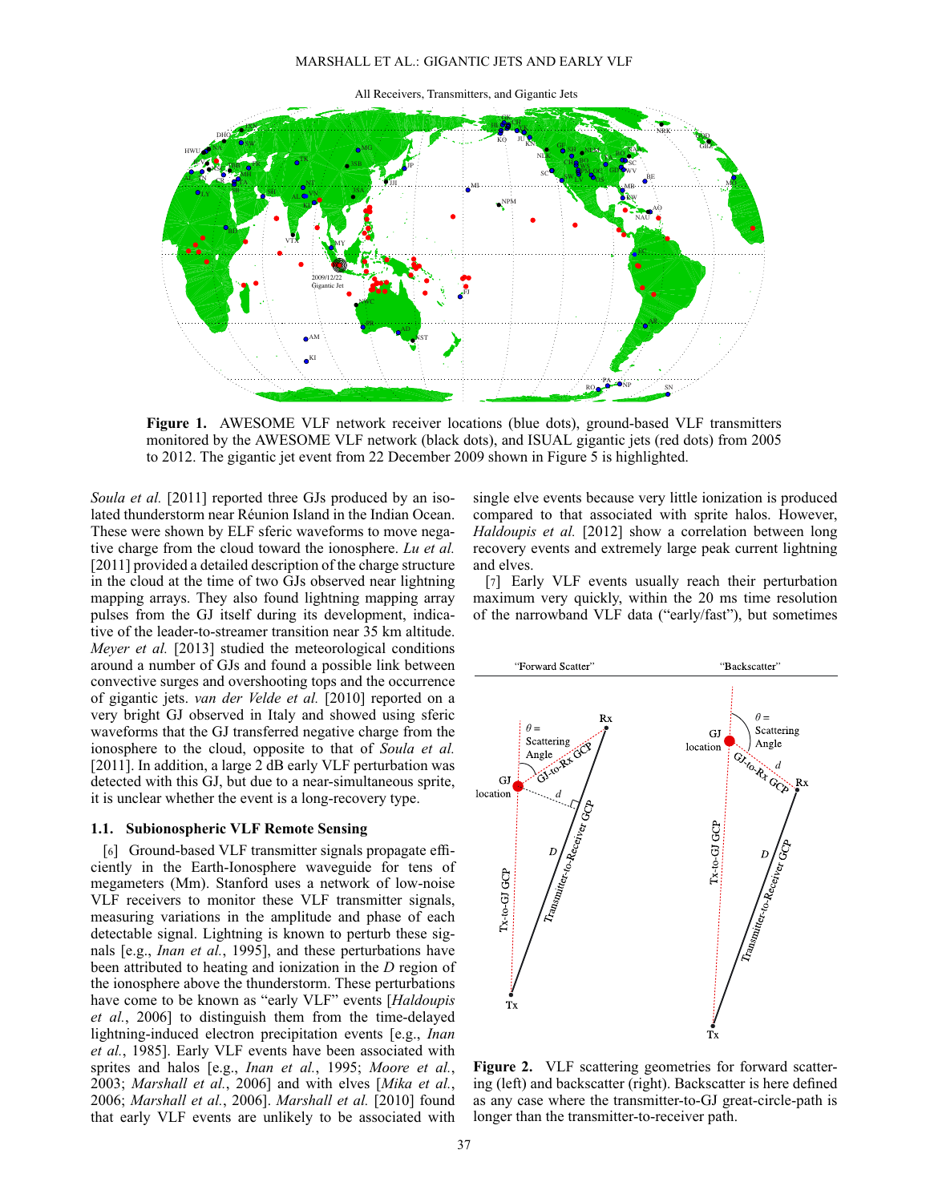**Figure 1.** AWESOME VLF network receiver locations (blue dots), ground-based VLF transmitters monitored by the AWESOME VLF network (black dots), and ISUAL gigantic jets (red dots) from 2005 to 2012. The gigantic jet event from 22 December 2009 shown in Figure 5 is highlighted.

*Soula et al.* [2011] reported three GJs produced by an isolated thunderstorm near Réunion Island in the Indian Ocean. These were shown by ELF sferic waveforms to move negative charge from the cloud toward the ionosphere. *Lu et al.* [2011] provided a detailed description of the charge structure in the cloud at the time of two GJs observed near lightning mapping arrays. They also found lightning mapping array pulses from the GJ itself during its development, indicative of the leader-to-streamer transition near 35 km altitude. *Meyer et al.* [2013] studied the meteorological conditions around a number of GJs and found a possible link between convective surges and overshooting tops and the occurrence of gigantic jets. *van der Velde et al.* [2010] reported on a very bright GJ observed in Italy and showed using sferic waveforms that the GJ transferred negative charge from the ionosphere to the cloud, opposite to that of *Soula et al.* [2011]. In addition, a large 2 dB early VLF perturbation was detected with this GJ, but due to a near-simultaneous sprite, it is unclear whether the event is a long-recovery type.

### 1.1. Subionospheric VLF Remote Sensing

[6] Ground-based VLF transmitter signals propagate efficiently in the Earth-Ionosphere waveguide for tens of megameters (Mm). Stanford uses a network of low-noise VLF receivers to monitor these VLF transmitter signals, measuring variations in the amplitude and phase of each detectable signal. Lightning is known to perturb these signals [e.g., *Inan et al.*, 1995], and these perturbations have been attributed to heating and ionization in the *D* region of the ionosphere above the thunderstorm. These perturbations have come to be known as "early VLF" events [*Haldoupis et al.*, 2006] to distinguish them from the time-delayed lightning-induced electron precipitation events [e.g., *Inan et al.*, 1985]. Early VLF events have been associated with sprites and halos [e.g., *Inan et al.*, 1995; *Moore et al.*, 2003; *Marshall et al.*, 2006] and with elves [*Mika et al.*, 2006; *Marshall et al.*, 2006]. *Marshall et al.* [2010] found that early VLF events are unlikely to be associated with single elve events because very little ionization is produced compared to that associated with sprite halos. However, *Haldoupis et al.* [2012] show a correlation between long recovery events and extremely large peak current lightning and elves.

[7] Early VLF events usually reach their perturbation maximum very quickly, within the 20 ms time resolution of the narrowband VLF data ("early/fast"), but sometimes

**Figure 2.** VLF scattering geometries for forward scattering (left) and backscatter (right). Backscatter is here defined as any case where the transmitter-to-GJ great-circle-path is longer than the transmitter-to-receiver path.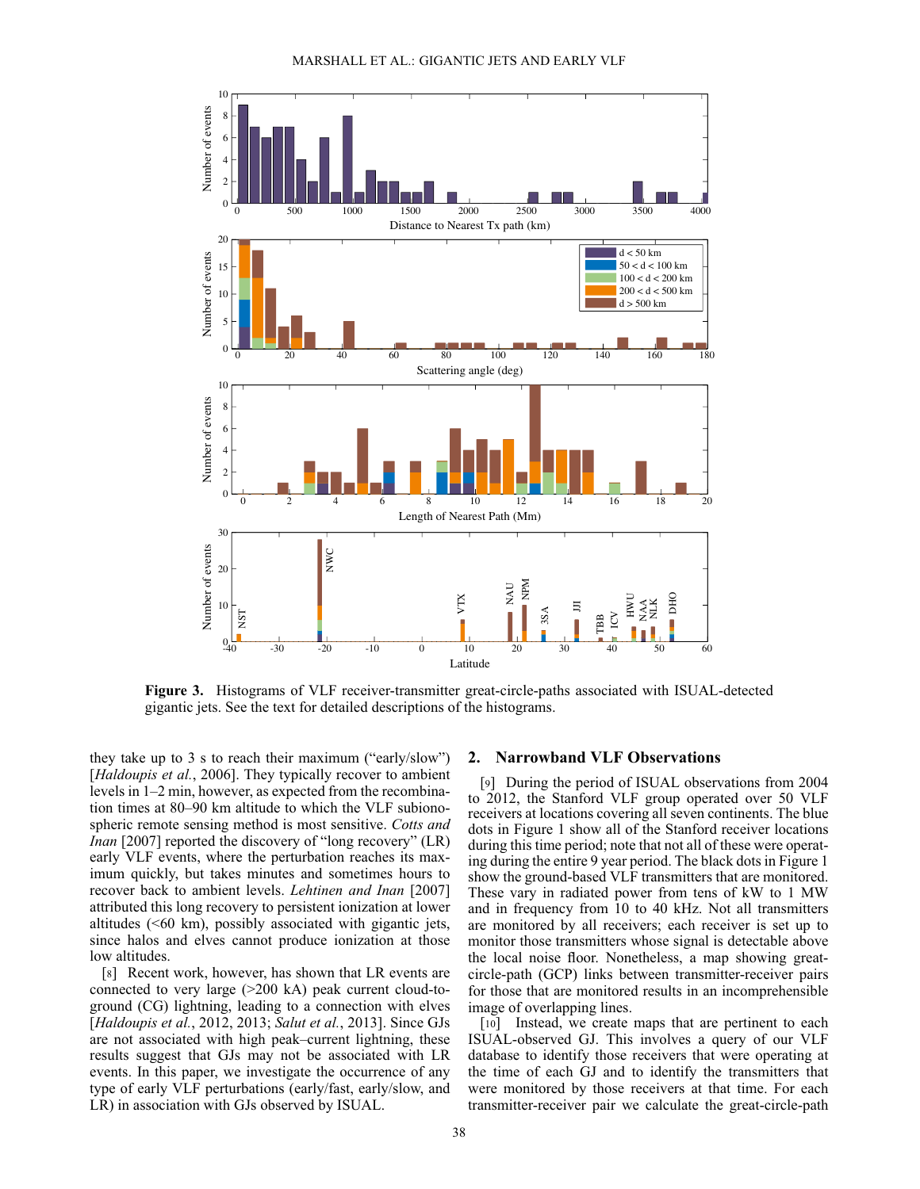**Figure 3.** Histograms of VLF receiver-transmitter great-circle-paths associated with ISUAL-detected gigantic jets. See the text for detailed descriptions of the histograms.

they take up to 3 s to reach their maximum ("early/slow") [*Haldoupis et al.*, 2006]. They typically recover to ambient levels in 1–2 min, however, as expected from the recombination times at 80–90 km altitude to which the VLF subionospheric remote sensing method is most sensitive. *Cotts and Inan* [2007] reported the discovery of "long recovery" (LR) early VLF events, where the perturbation reaches its maximum quickly, but takes minutes and sometimes hours to recover back to ambient levels. *Lehtinen and Inan* [2007] attributed this long recovery to persistent ionization at lower altitudes (<60 km), possibly associated with gigantic jets, since halos and elves cannot produce ionization at those low altitudes.

[8] Recent work, however, has shown that LR events are connected to very large (>200 kA) peak current cloud-to-ground (CG) lightning, leading to a connection with elves [*Haldoupis et al.*, 2012, 2013; *Salut et al.*, 2013]. Since GJs are not associated with high peak–current lightning, these results suggest that GJs may not be associated with LR events. In this paper, we investigate the occurrence of any type of early VLF perturbations (early/fast, early/slow, and LR) in association with GJs observed by ISUAL.

## 2. Narrowband VLF Observations

[9] During the period of ISUAL observations from 2004 to 2012, the Stanford VLF group operated over 50 VLF receivers at locations covering all seven continents. The blue dots in Figure 1 show all of the Stanford receiver locations during this time period; note that not all of these were operating during the entire 9 year period. The black dots in Figure 1 show the ground-based VLF transmitters that are monitored. These vary in radiated power from tens of kW to 1 MW and in frequency from 10 to 40 kHz. Not all transmitters are monitored by all receivers; each receiver is set up to monitor those transmitters whose signal is detectable above the local noise floor. Nonetheless, a map showing great-circle-path (GCP) links between transmitter-receiver pairs for those that are monitored results in an incomprehensible image of overlapping lines.

[10] Instead, we create maps that are pertinent to each ISUAL-observed GJ. This involves a query of our VLF database to identify those receivers that were operating at the time of each GJ and to identify the transmitters that were monitored by those receivers at that time. For each transmitter-receiver pair we calculate the great-circle-path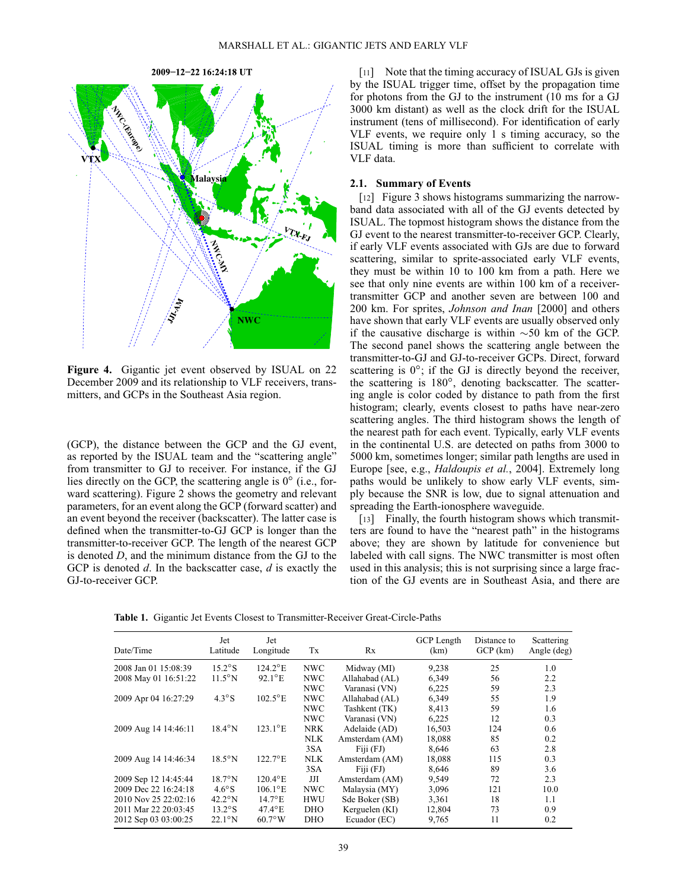Figure 4. Gigantic jet event observed by ISUAL on 22 December 2009 and its relationship to VLF receivers, transmitters, and GCPs in the Southeast Asia region.

(GCP), the distance between the GCP and the GJ event, as reported by the ISUAL team and the "scattering angle" from transmitter to GJ to receiver. For instance, if the GJ lies directly on the GCP, the scattering angle is 0° (i.e., forward scattering). Figure 2 shows the geometry and relevant parameters, for an event along the GCP (forward scatter) and an event beyond the receiver (backscatter). The latter case is defined when the transmitter-to-GJ GCP is longer than the transmitter-to-receiver GCP. The length of the nearest GCP is denoted $D$, and the minimum distance from the GJ to the GCP is denoted $d$. In the backscatter case, $d$ is exactly the GJ-to-receiver GCP.

[11] Note that the timing accuracy of ISUAL GJs is given by the ISUAL trigger time, offset by the propagation time for photons from the GJ to the instrument (10 ms for a GJ 3000 km distant) as well as the clock drift for the ISUAL instrument (tens of millisecond). For identification of early VLF events, we require only 1 s timing accuracy, so the ISUAL timing is more than sufficient to correlate with VLF data.

### 2.1. Summary of Events

[12] Figure 3 shows histograms summarizing the narrowband data associated with all of the GJ events detected by ISUAL. The topmost histogram shows the distance from the GJ event to the nearest transmitter-to-receiver GCP. Clearly, if early VLF events associated with GJs are due to forward scattering, similar to sprite-associated early VLF events, they must be within 10 to 100 km from a path. Here we see that only nine events are within 100 km of a receiver-transmitter GCP and another seven are between 100 and 200 km. For sprites, *Johnson and Inan* [2000] and others have shown that early VLF events are usually observed only if the causative discharge is within ~50 km of the GCP. The second panel shows the scattering angle between the transmitter-to-GJ and GJ-to-receiver GCPs. Direct, forward scattering is 0°; if the GJ is directly beyond the receiver, the scattering is 180°, denoting backscatter. The scattering angle is color coded by distance to path from the first histogram; clearly, events closest to paths have near-zero scattering angles. The third histogram shows the length of the nearest path for each event. Typically, early VLF events in the continental U.S. are detected on paths from 3000 to 5000 km, sometimes longer; similar path lengths are used in Europe [see, e.g., *Haldoupis et al.*, 2004]. Extremely long paths would be unlikely to show early VLF events, simply because the SNR is low, due to signal attenuation and spreading the Earth-ionosphere waveguide.

[13] Finally, the fourth histogram shows which transmitters are found to have the "nearest path" in the histograms above; they are shown by latitude for convenience but labeled with call signs. The NWC transmitter is most often used in this analysis; this is not surprising since a large fraction of the GJ events are in Southeast Asia, and there are

**Table 1.** Gigantic Jet Events Closest to Transmitter-Receiver Great-Circle-Paths

| Date/Time | Jet Latitude | Jet Longitude | Tx | Rx | GCP Length (km) | Distance to GCP (km) | Scattering Angle (deg) |
|---|---|---|---|---|---|---|---|
| 2008 Jan 01 15:08:39 | 15.2°S | 124.2°E | NWC | Midway (MI) | 9,238 | 25 | 1.0 |
| 2008 May 01 16:51:22 | 11.5°N | 92.1°E | NWC | Allahabad (AL) | 6,349 | 56 | 2.2 |
| | | | NWC | Varanasi (VN) | 6,225 | 59 | 2.3 |
| 2009 Apr 04 16:27:29 | 4.3°S | 102.5°E | NWC | Allahabad (AL) | 6,349 | 55 | 1.9 |
| | | | NWC | Tashkent (TK) | 8,413 | 59 | 1.6 |
| | | | NWC | Varanasi (VN) | 6,225 | 12 | 0.3 |
| 2009 Aug 14 14:46:11 | 18.4°N | 123.1°E | NRK | Adelaide (AD) | 16,503 | 124 | 0.6 |
| | | | NLK | Amsterdam (AM) | 18,088 | 85 | 0.2 |
| | | | 3SA | Fiji (FJ) | 8,646 | 63 | 2.8 |
| 2009 Aug 14 14:46:34 | 18.5°N | 122.7°E | NLK | Amsterdam (AM) | 18,088 | 115 | 0.3 |
| | | | 3SA | Fiji (FJ) | 8,646 | 89 | 3.6 |
| 2009 Sep 12 14:45:44 | 18.7°N | 120.4°E | JJI | Amsterdam (AM) | 9,549 | 72 | 2.3 |
| 2009 Dec 22 16:24:18 | 4.6°S | 106.1°E | NWC | Malaysia (MY) | 3,096 | 121 | 10.0 |
| 2010 Nov 25 22:02:16 | 42.2°N | 14.7°E | HWU | Sde Boker (SB) | 3,361 | 18 | 1.1 |
| 2011 Mar 22 20:03:45 | 13.2°S | 47.4°E | DHO | Kerguelen (KI) | 12,804 | 73 | 0.9 |
| 2012 Sep 03 03:00:25 | 22.1°N | 60.7°W | DHO | Ecuador (EC) | 9,765 | 11 | 0.2 |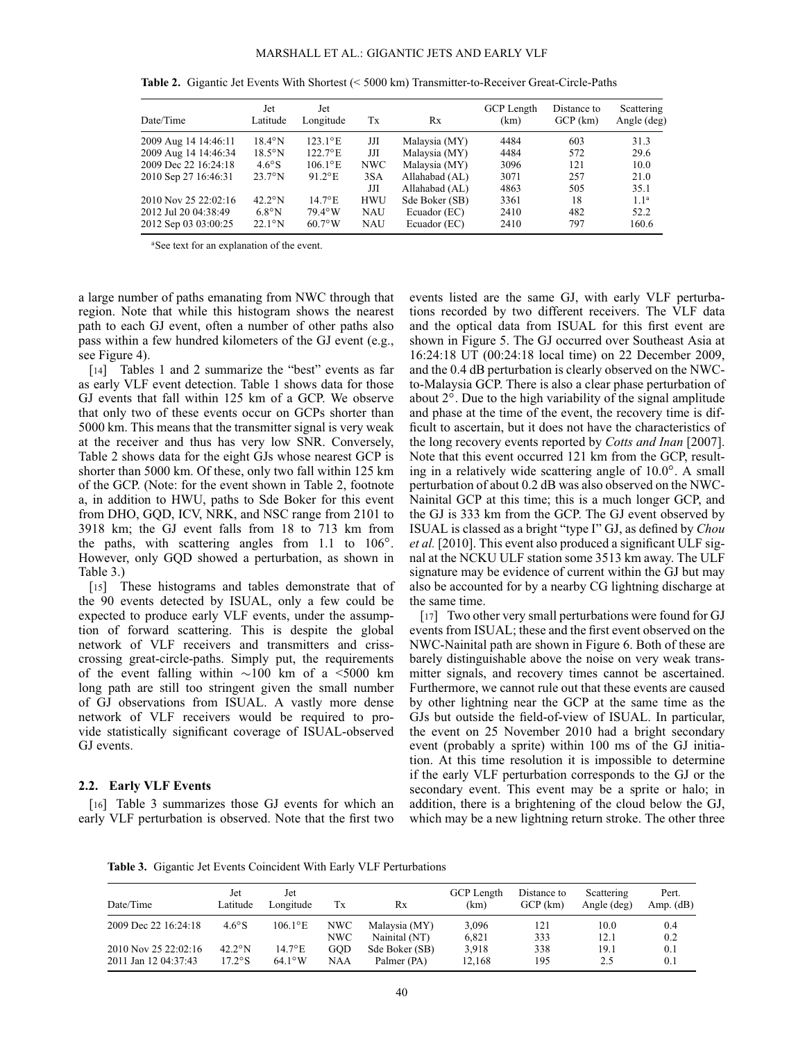**Table 2.** Gigantic Jet Events With Shortest (< 5000 km) Transmitter-to-Receiver Great-Circle-Paths

| Date/Time | Jet Latitude | Jet Longitude | Tx | Rx | GCP Length (km) | Distance to GCP (km) | Scattering Angle (deg) |
|---|---|---|---|---|---|---|---|
| 2009 Aug 14 14:46:11 | 18.4°N | 123.1°E | JJI | Malaysia (MY) | 4484 | 603 | 31.3 |
| 2009 Aug 14 14:46:34 | 18.5°N | 122.7°E | JJI | Malaysia (MY) | 4484 | 572 | 29.6 |
| 2009 Dec 22 16:24:18 | 4.6°S | 106.1°E | NWC | Malaysia (MY) | 3096 | 121 | 10.0 |
| 2010 Sep 27 16:46:31 | 23.7°N | 91.2°E | 3SA | Allahabad (AL) | 3071 | 257 | 21.0 |
| | | | JJI | Allahabad (AL) | 4863 | 505 | 35.1 |
| 2010 Nov 25 22:02:16 | 42.2°N | 14.7°E | HWU | Sde Boker (SB) | 3361 | 18 | 1.1[a] |
| 2012 Jul 20 04:38:49 | 6.8°N | 79.4°W | NAU | Ecuador (EC) | 2410 | 482 | 52.2 |
| 2012 Sep 03 03:00:25 | 22.1°N | 60.7°W | NAU | Ecuador (EC) | 2410 | 797 | 160.6 |

[a]See text for an explanation of the event.

a large number of paths emanating from NWC through that region. Note that while this histogram shows the nearest path to each GJ event, often a number of other paths also pass within a few hundred kilometers of the GJ event (e.g., see Figure 4).

[14] Tables 1 and 2 summarize the "best" events as far as early VLF event detection. Table 1 shows data for those GJ events that fall within 125 km of a GCP. We observe that only two of these events occur on GCPs shorter than 5000 km. This means that the transmitter signal is very weak at the receiver and thus has very low SNR. Conversely, Table 2 shows data for the eight GJs whose nearest GCP is shorter than 5000 km. Of these, only two fall within 125 km of the GCP. (Note: for the event shown in Table 2, footnote a, in addition to HWU, paths to Sde Boker for this event from DHO, GQD, ICV, NRK, and NSC range from 2101 to 3918 km; the GJ event falls from 18 to 713 km from the paths, with scattering angles from 1.1 to 106°. However, only GQD showed a perturbation, as shown in Table 3.)

[15] These histograms and tables demonstrate that of the 90 events detected by ISUAL, only a few could be expected to produce early VLF events, under the assumption of forward scattering. This is despite the global network of VLF receivers and transmitters and criss-crossing great-circle-paths. Simply put, the requirements of the event falling within ~100 km of a <5000 km long path are still too stringent given the small number of GJ observations from ISUAL. A vastly more dense network of VLF receivers would be required to provide statistically significant coverage of ISUAL-observed GJ events.

### 2.2. Early VLF Events

[16] Table 3 summarizes those GJ events for which an early VLF perturbation is observed. Note that the first two events listed are the same GJ, with early VLF perturbations recorded by two different receivers. The VLF data and the optical data from ISUAL for this first event are shown in Figure 5. The GJ occurred over Southeast Asia at 16:24:18 UT (00:24:18 local time) on 22 December 2009, and the 0.4 dB perturbation is clearly observed on the NWC-to-Malaysia GCP. There is also a clear phase perturbation of about 2°. Due to the high variability of the signal amplitude and phase at the time of the event, the recovery time is difficult to ascertain, but it does not have the characteristics of the long recovery events reported by *Cotts and Inan* [2007]. Note that this event occurred 121 km from the GCP, resulting in a relatively wide scattering angle of 10.0°. A small perturbation of about 0.2 dB was also observed on the NWC-Nainital GCP at this time; this is a much longer GCP, and the GJ is 333 km from the GCP. The GJ event observed by ISUAL is classed as a bright "type I" GJ, as defined by *Chou et al.* [2010]. This event also produced a significant ULF signal at the NCKU ULF station some 3513 km away. The ULF signature may be evidence of current within the GJ but may also be accounted for by a nearby CG lightning discharge at the same time.

[17] Two other very small perturbations were found for GJ events from ISUAL; these and the first event observed on the NWC-Nainital path are shown in Figure 6. Both of these are barely distinguishable above the noise on very weak transmitter signals, and recovery times cannot be ascertained. Furthermore, we cannot rule out that these events are caused by other lightning near the GCP at the same time as the GJs but outside the field-of-view of ISUAL. In particular, the event on 25 November 2010 had a bright secondary event (probably a sprite) within 100 ms of the GJ initiation. At this time resolution it is impossible to determine if the early VLF perturbation corresponds to the GJ or the secondary event. This event may be a sprite or halo; in addition, there is a brightening of the cloud below the GJ, which may be a new lightning return stroke. The other three

**Table 3.** Gigantic Jet Events Coincident With Early VLF Perturbations

| Date/Time | Jet Latitude | Jet Longitude | Tx | Rx | GCP Length (km) | Distance to GCP (km) | Scattering Angle (deg) | Pert. Amp. (dB) |
|---|---|---|---|---|---|---|---|---|
| 2009 Dec 22 16:24:18 | 4.6°S | 106.1°E | NWC | Malaysia (MY) | 3,096 | 121 | 10.0 | 0.4 |
| | | | NWC | Nainital (NT) | 6,821 | 333 | 12.1 | 0.2 |
| 2010 Nov 25 22:02:16 | 42.2°N | 14.7°E | GQD | Sde Boker (SB) | 3,918 | 338 | 19.1 | 0.1 |
| 2011 Jan 12 04:37:43 | 17.2°S | 64.1°W | NAA | Palmer (PA) | 12,168 | 195 | 2.5 | 0.1 |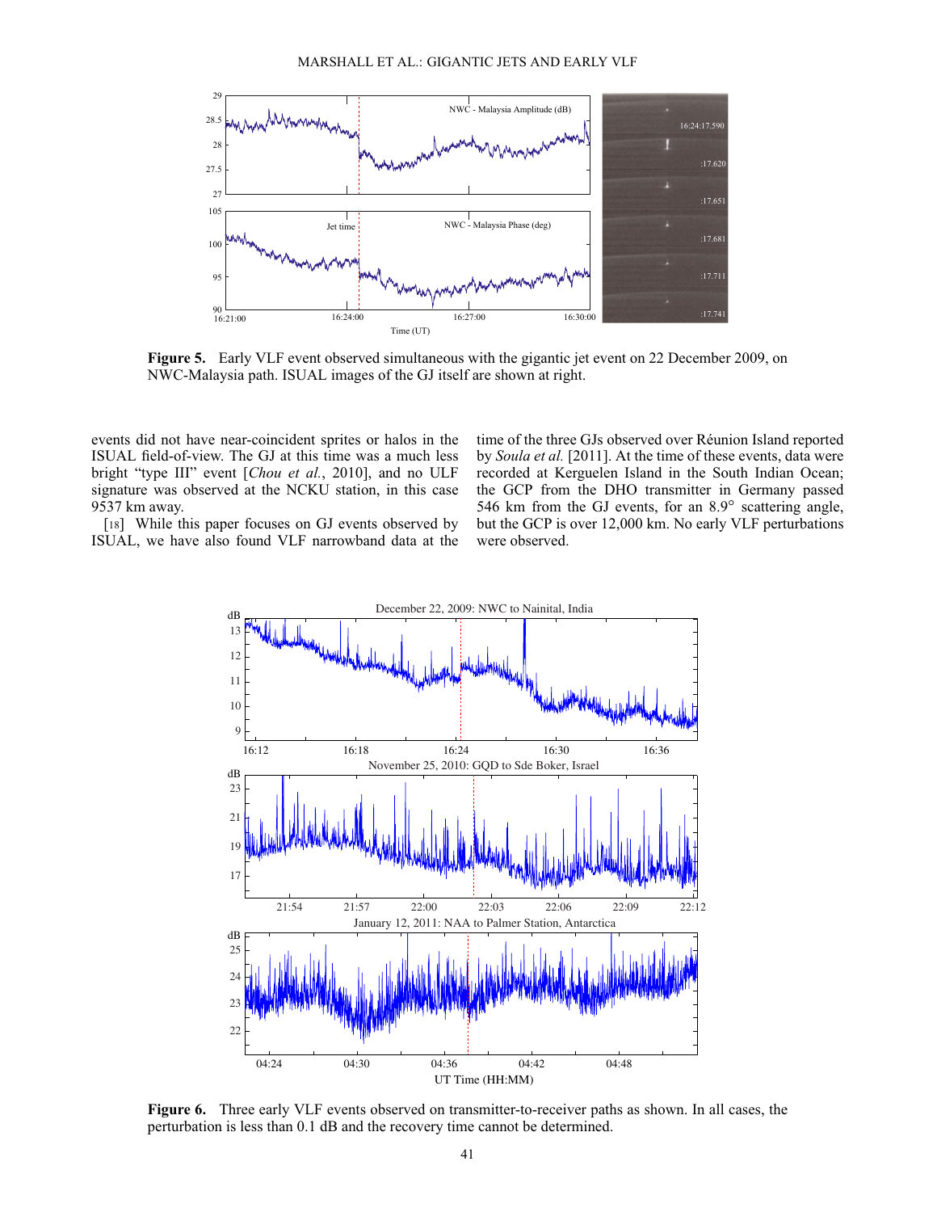Figure 5. Early VLF event observed simultaneous with the gigantic jet event on 22 December 2009, on NWC-Malaysia path. ISUAL images of the GJ itself are shown at right.

events did not have near-coincident sprites or halos in the ISUAL field-of-view. The GJ at this time was a much less bright "type III" event [*Chou et al.*, 2010], and no ULF signature was observed at the NCKU station, in this case 9537 km away.

[18] While this paper focuses on GJ events observed by ISUAL, we have also found VLF narrowband data at the time of the three GJs observed over Réunion Island reported by *Soula et al.* [2011]. At the time of these events, data were recorded at Kerguelen Island in the South Indian Ocean; the GCP from the DHO transmitter in Germany passed 546 km from the GJ events, for an 8.9° scattering angle, but the GCP is over 12,000 km. No early VLF perturbations were observed.

Figure 6. Three early VLF events observed on transmitter-to-receiver paths as shown. In all cases, the perturbation is less than 0.1 dB and the recovery time cannot be determined.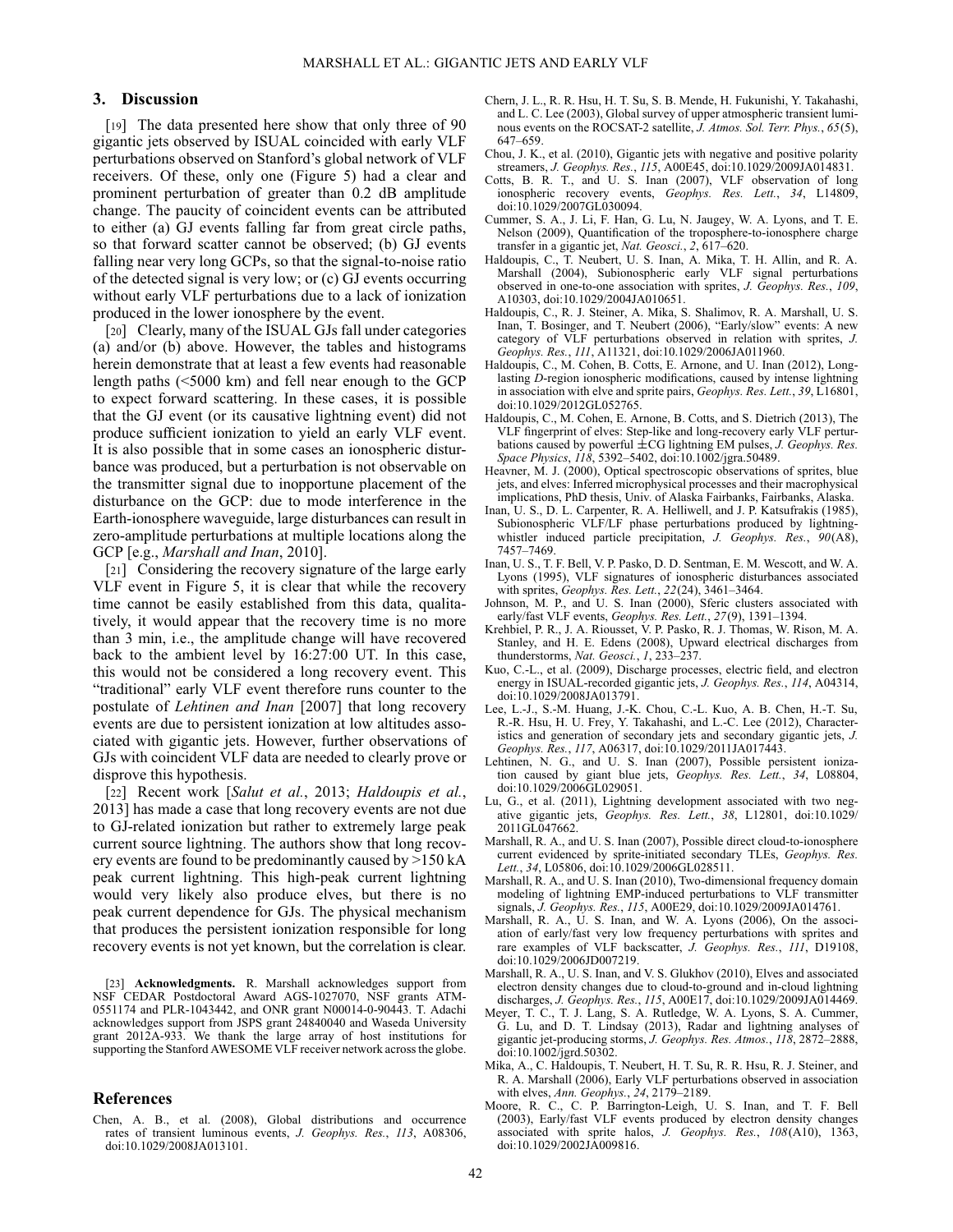## 3. Discussion

[19] The data presented here show that only three of 90 gigantic jets observed by ISUAL coincided with early VLF perturbations observed on Stanford's global network of VLF receivers. Of these, only one (Figure 5) had a clear and prominent perturbation of greater than 0.2 dB amplitude change. The paucity of coincident events can be attributed to either (a) GJ events falling far from great circle paths, so that forward scatter cannot be observed; (b) GJ events falling near very long GCPs, so that the signal-to-noise ratio of the detected signal is very low; or (c) GJ events occurring without early VLF perturbations due to a lack of ionization produced in the lower ionosphere by the event.

[20] Clearly, many of the ISUAL GJs fall under categories (a) and/or (b) above. However, the tables and histograms herein demonstrate that at least a few events had reasonable length paths (<5000 km) and fell near enough to the GCP to expect forward scattering. In these cases, it is possible that the GJ event (or its causative lightning event) did not produce sufficient ionization to yield an early VLF event. It is also possible that in some cases an ionospheric disturbance was produced, but a perturbation is not observable on the transmitter signal due to inopportune placement of the disturbance on the GCP: due to mode interference in the Earth-ionosphere waveguide, large disturbances can result in zero-amplitude perturbations at multiple locations along the GCP [e.g., *Marshall and Inan*, 2010].

[21] Considering the recovery signature of the large early VLF event in Figure 5, it is clear that while the recovery time cannot be easily established from this data, qualitatively, it would appear that the recovery time is no more than 3 min, i.e., the amplitude change will have recovered back to the ambient level by 16:27:00 UT. In this case, this would not be considered a long recovery event. This "traditional" early VLF event therefore runs counter to the postulate of *Lehtinen and Inan* [2007] that long recovery events are due to persistent ionization at low altitudes associated with gigantic jets. However, further observations of GJs with coincident VLF data are needed to clearly prove or disprove this hypothesis.

[22] Recent work [*Salut et al.*, 2013; *Haldoupis et al.*, 2013] has made a case that long recovery events are not due to GJ-related ionization but rather to extremely large peak current source lightning. The authors show that long recovery events are found to be predominantly caused by >150 kA peak current lightning. This high-peak current lightning would very likely also produce elves, but there is no peak current dependence for GJs. The physical mechanism that produces the persistent ionization responsible for long recovery events is not yet known, but the correlation is clear.

[23] **Acknowledgments.** R. Marshall acknowledges support from NSF CEDAR Postdoctoral Award AGS-1027070, NSF grants ATM-0551174 and PLR-1043442, and ONR grant N00014-0-90443. T. Adachi acknowledges support from JSPS grant 24840040 and Waseda University grant 2012A-933. We thank the large array of host institutions for supporting the Stanford AWESOME VLF receiver network across the globe.

## References

Chen, A. B., et al. (2008), Global distributions and occurrence rates of transient luminous events, *J. Geophys. Res.*, *113*, A08306, doi:10.1029/2008JA013101.

Chern, J. L., R. R. Hsu, H. T. Su, S. B. Mende, H. Fukunishi, Y. Takahashi, and L. C. Lee (2003), Global survey of upper atmospheric transient luminous events on the ROCSAT-2 satellite, *J. Atmos. Sol. Terr. Phys.*, *65*(5), 647–659.

Chou, J. K., et al. (2010), Gigantic jets with negative and positive polarity streamers, *J. Geophys. Res.*, *115*, A00E45, doi:10.1029/2009JA014831.

Cotts, B. R. T., and U. S. Inan (2007), VLF observation of long ionospheric recovery events, *Geophys. Res. Lett.*, *34*, L14809, doi:10.1029/2007GL030094.

Cummer, S. A., J. Li, F. Han, G. Lu, N. Jaugey, W. A. Lyons, and T. E. Nelson (2009), Quantification of the troposphere-to-ionosphere charge transfer in a gigantic jet, *Nat. Geosci.*, *2*, 617–620.

Haldoupis, C., T. Neubert, U. S. Inan, A. Mika, T. H. Allin, and R. A. Marshall (2004), Subionospheric early VLF signal perturbations observed in one-to-one association with sprites, *J. Geophys. Res.*, *109*, A10303, doi:10.1029/2004JA010651.

Haldoupis, C., R. J. Steiner, A. Mika, S. Shalimov, R. A. Marshall, U. S. Inan, T. Bosinger, and T. Neubert (2006), "Early/slow" events: A new category of VLF perturbations observed in relation with sprites, *J. Geophys. Res.*, *111*, A11321, doi:10.1029/2006JA011960.

Haldoupis, C., M. Cohen, B. Cotts, E. Arnone, and U. Inan (2012), Long-lasting *D*-region ionospheric modifications, caused by intense lightning in association with elve and sprite pairs, *Geophys. Res. Lett.*, *39*, L16801, doi:10.1029/2012GL052765.

Haldoupis, C., M. Cohen, E. Arnone, B. Cotts, and S. Dietrich (2013), The VLF fingerprint of elves: Step-like and long-recovery early VLF perturbations caused by powerful ±CG lightning EM pulses, *J. Geophys. Res. Space Physics*, *118*, 5392–5402, doi:10.1002/jgra.50489.

Heavner, M. J. (2000), Optical spectroscopic observations of sprites, blue jets, and elves: Inferred microphysical processes and their macrophysical implications, PhD thesis, Univ. of Alaska Fairbanks, Fairbanks, Alaska.

Inan, U. S., D. L. Carpenter, R. A. Helliwell, and J. P. Katsufrakis (1985), Subionospheric VLF/LF phase perturbations produced by lightning-whistler induced particle precipitation, *J. Geophys. Res.*, *90*(A8), 7457–7469.

Inan, U. S., T. F. Bell, V. P. Pasko, D. D. Sentman, E. M. Wescott, and W. A. Lyons (1995), VLF signatures of ionospheric disturbances associated with sprites, *Geophys. Res. Lett.*, *22*(24), 3461–3464.

Johnson, M. P., and U. S. Inan (2000), Sferic clusters associated with early/fast VLF events, *Geophys. Res. Lett.*, *27*(9), 1391–1394.

Krehbiel, P. R., J. A. Riousset, V. P. Pasko, R. J. Thomas, W. Rison, M. A. Stanley, and H. E. Edens (2008), Upward electrical discharges from thunderstorms, *Nat. Geosci.*, *1*, 233–237.

Kuo, C.-L., et al. (2009), Discharge processes, electric field, and electron energy in ISUAL-recorded gigantic jets, *J. Geophys. Res.*, *114*, A04314, doi:10.1029/2008JA013791.

Lee, L.-J., S.-M. Huang, J.-K. Chou, C.-L. Kuo, A. B. Chen, H.-T. Su, R.-R. Hsu, H. U. Frey, Y. Takahashi, and L.-C. Lee (2012), Characteristics and generation of secondary jets and secondary gigantic jets, *J. Geophys. Res.*, *117*, A06317, doi:10.1029/2011JA017443.

Lehtinen, N. G., and U. S. Inan (2007), Possible persistent ionization caused by giant blue jets, *Geophys. Res. Lett.*, *34*, L08804, doi:10.1029/2006GL029051.

Lu, G., et al. (2011), Lightning development associated with two negative gigantic jets, *Geophys. Res. Lett.*, *38*, L12801, doi:10.1029/2011GL047662.

Marshall, R. A., and U. S. Inan (2007), Possible direct cloud-to-ionosphere current evidenced by sprite-initiated secondary TLEs, *Geophys. Res. Lett.*, *34*, L05806, doi:10.1029/2006GL028511.

Marshall, R. A., and U. S. Inan (2010), Two-dimensional frequency domain modeling of lightning EMP-induced perturbations to VLF transmitter signals, *J. Geophys. Res.*, *115*, A00E29, doi:10.1029/2009JA014761.

Marshall, R. A., U. S. Inan, and W. A. Lyons (2006), On the association of early/fast very low frequency perturbations with sprites and rare examples of VLF backscatter, *J. Geophys. Res.*, *111*, D19108, doi:10.1029/2006JD007219.

Marshall, R. A., U. S. Inan, and V. S. Glukhov (2010), Elves and associated electron density changes due to cloud-to-ground and in-cloud lightning discharges, *J. Geophys. Res.*, *115*, A00E17, doi:10.1029/2009JA014469.

Meyer, T. C., T. J. Lang, S. A. Rutledge, W. A. Lyons, S. A. Cummer, G. Lu, and D. T. Lindsay (2013), Radar and lightning analyses of gigantic jet-producing storms, *J. Geophys. Res. Atmos.*, *118*, 2872–2888, doi:10.1002/jgrd.50302.

Mika, A., C. Haldoupis, T. Neubert, H. T. Su, R. R. Hsu, R. J. Steiner, and R. A. Marshall (2006), Early VLF perturbations observed in association with elves, *Ann. Geophys.*, *24*, 2179–2189.

Moore, R. C., C. P. Barrington-Leigh, U. S. Inan, and T. F. Bell (2003), Early/fast VLF events produced by electron density changes associated with sprite halos, *J. Geophys. Res.*, *108*(A10), 1363, doi:10.1029/2002JA009816.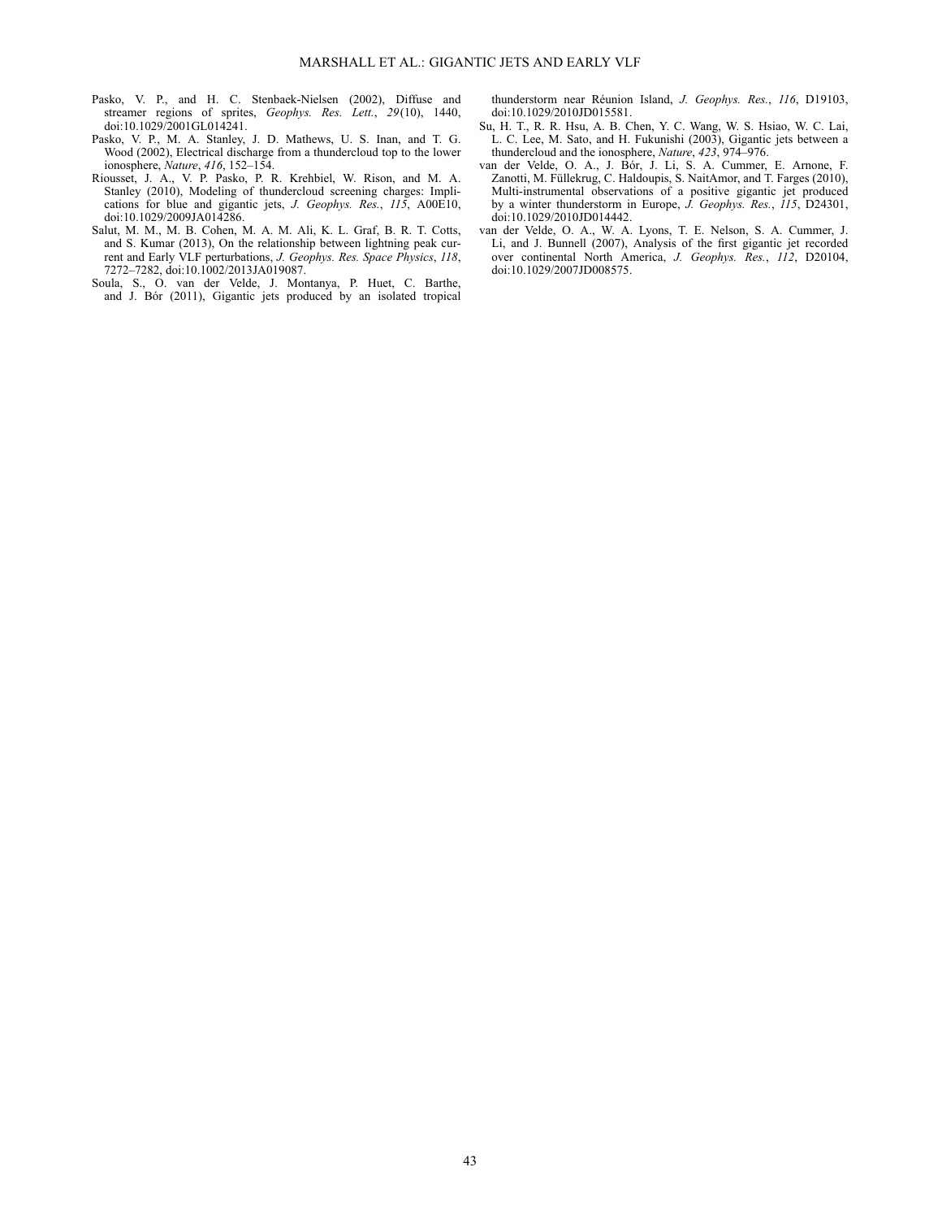Pasko, V. P., and H. C. Stenbaek-Nielsen (2002), Diffuse and streamer regions of sprites, *Geophys. Res. Lett.*, *29*(10), 1440, doi:10.1029/2001GL014241.

Pasko, V. P., M. A. Stanley, J. D. Mathews, U. S. Inan, and T. G. Wood (2002), Electrical discharge from a thundercloud top to the lower ionosphere, *Nature*, *416*, 152–154.

Riousset, J. A., V. P. Pasko, P. R. Krehbiel, W. Rison, and M. A. Stanley (2010), Modeling of thundercloud screening charges: Implications for blue and gigantic jets, *J. Geophys. Res.*, *115*, A00E10, doi:10.1029/2009JA014286.

Salut, M. M., M. B. Cohen, M. A. M. Ali, K. L. Graf, B. R. T. Cotts, and S. Kumar (2013), On the relationship between lightning peak current and Early VLF perturbations, *J. Geophys. Res. Space Physics*, *118*, 7272–7282, doi:10.1002/2013JA019087.

Soula, S., O. van der Velde, J. Montanya, P. Huet, C. Barthe, and J. Bór (2011), Gigantic jets produced by an isolated tropical thunderstorm near Réunion Island, *J. Geophys. Res.*, *116*, D19103, doi:10.1029/2010JD015581.

Su, H. T., R. R. Hsu, A. B. Chen, Y. C. Wang, W. S. Hsiao, W. C. Lai, L. C. Lee, M. Sato, and H. Fukunishi (2003), Gigantic jets between a thundercloud and the ionosphere, *Nature*, *423*, 974–976.

van der Velde, O. A., J. Bór, J. Li, S. A. Cummer, E. Arnone, F. Zanotti, M. Füllekrug, C. Haldoupis, S. NaitAmor, and T. Farges (2010), Multi-instrumental observations of a positive gigantic jet produced by a winter thunderstorm in Europe, *J. Geophys. Res.*, *115*, D24301, doi:10.1029/2010JD014442.

van der Velde, O. A., W. A. Lyons, T. E. Nelson, S. A. Cummer, J. Li, and J. Bunnell (2007), Analysis of the first gigantic jet recorded over continental North America, *J. Geophys. Res.*, *112*, D20104, doi:10.1029/2007JD008575.